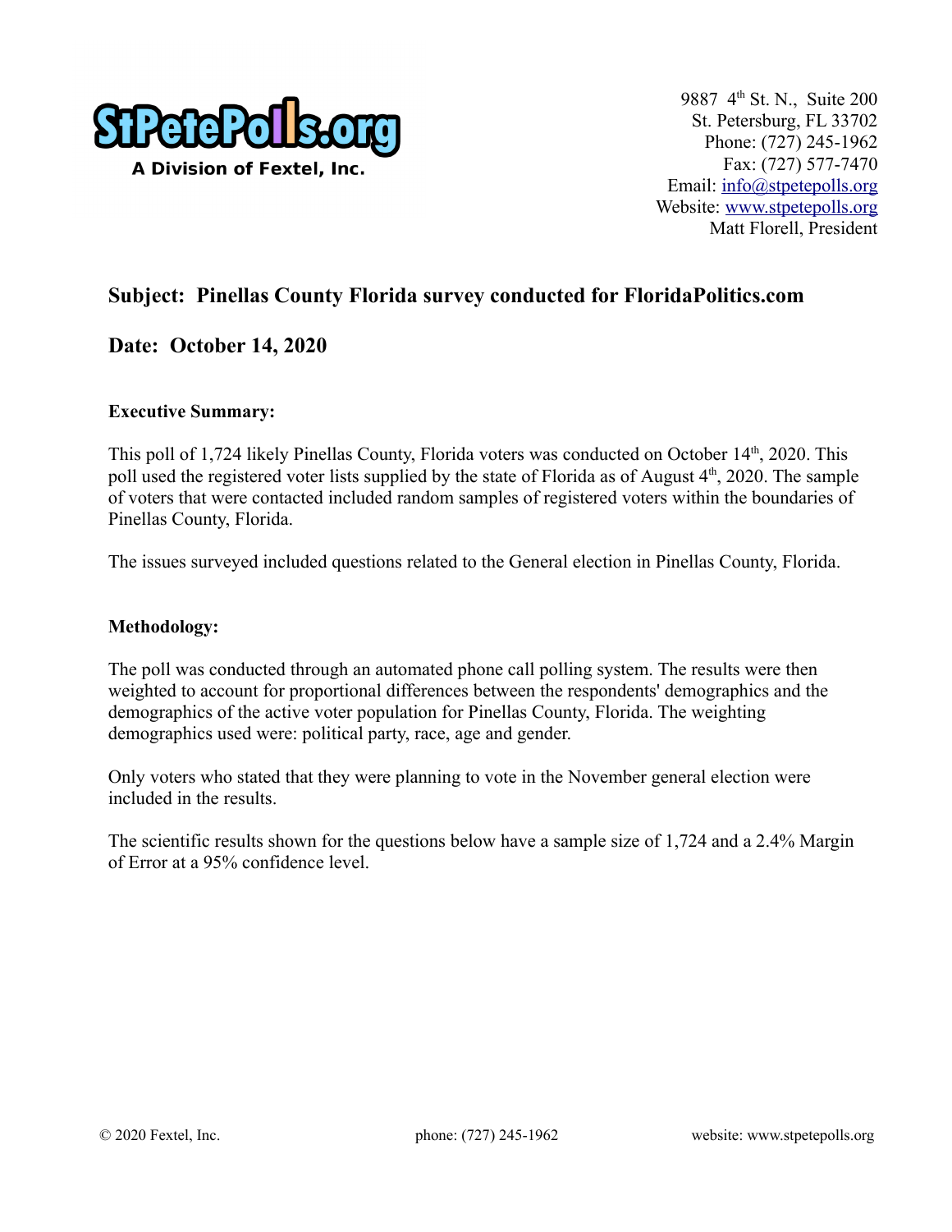StPetePolls.org

A Division of Fextel, Inc.

9887 4th St. N., Suite 200
St. Petersburg, FL 33702
Phone: (727) 245-1962
Fax: (727) 577-7470
Email: info@stpetepolls.org
Website: www.stpetepolls.org
Matt Florell, President

## Subject: Pinellas County Florida survey conducted for FloridaPolitics.com

## Date: October 14, 2020

**Executive Summary:**

This poll of 1,724 likely Pinellas County, Florida voters was conducted on October 14th, 2020. This poll used the registered voter lists supplied by the state of Florida as of August 4th, 2020. The sample of voters that were contacted included random samples of registered voters within the boundaries of Pinellas County, Florida.

The issues surveyed included questions related to the General election in Pinellas County, Florida.

**Methodology:**

The poll was conducted through an automated phone call polling system. The results were then weighted to account for proportional differences between the respondents' demographics and the demographics of the active voter population for Pinellas County, Florida. The weighting demographics used were: political party, race, age and gender.

Only voters who stated that they were planning to vote in the November general election were included in the results.

The scientific results shown for the questions below have a sample size of 1,724 and a 2.4% Margin of Error at a 95% confidence level.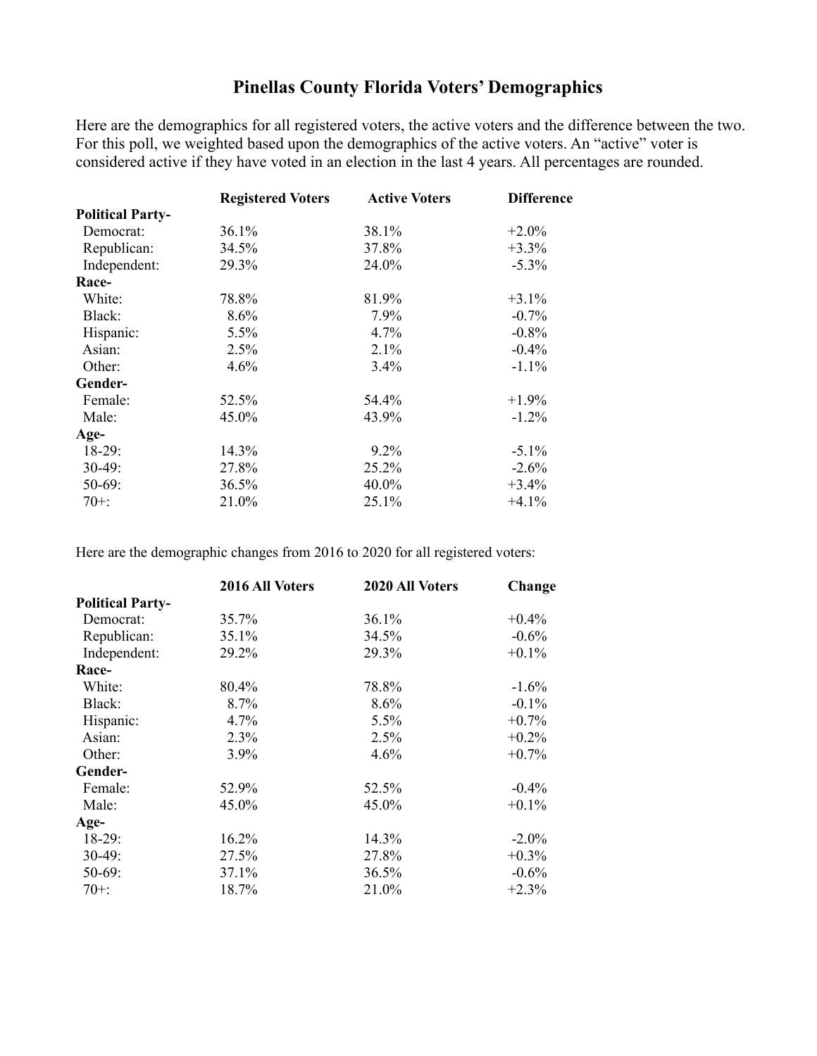# Pinellas County Florida Voters' Demographics

Here are the demographics for all registered voters, the active voters and the difference between the two. For this poll, we weighted based upon the demographics of the active voters. An "active" voter is considered active if they have voted in an election in the last 4 years. All percentages are rounded.

| | Registered Voters | Active Voters | Difference |
|---|---|---|---|
| **Political Party-** | | | |
| Democrat: | 36.1% | 38.1% | +2.0% |
| Republican: | 34.5% | 37.8% | +3.3% |
| Independent: | 29.3% | 24.0% | -5.3% |
| **Race-** | | | |
| White: | 78.8% | 81.9% | +3.1% |
| Black: | 8.6% | 7.9% | -0.7% |
| Hispanic: | 5.5% | 4.7% | -0.8% |
| Asian: | 2.5% | 2.1% | -0.4% |
| Other: | 4.6% | 3.4% | -1.1% |
| **Gender-** | | | |
| Female: | 52.5% | 54.4% | +1.9% |
| Male: | 45.0% | 43.9% | -1.2% |
| **Age-** | | | |
| 18-29: | 14.3% | 9.2% | -5.1% |
| 30-49: | 27.8% | 25.2% | -2.6% |
| 50-69: | 36.5% | 40.0% | +3.4% |
| 70+: | 21.0% | 25.1% | +4.1% |

Here are the demographic changes from 2016 to 2020 for all registered voters:

| | 2016 All Voters | 2020 All Voters | Change |
|---|---|---|---|
| **Political Party-** | | | |
| Democrat: | 35.7% | 36.1% | +0.4% |
| Republican: | 35.1% | 34.5% | -0.6% |
| Independent: | 29.2% | 29.3% | +0.1% |
| **Race-** | | | |
| White: | 80.4% | 78.8% | -1.6% |
| Black: | 8.7% | 8.6% | -0.1% |
| Hispanic: | 4.7% | 5.5% | +0.7% |
| Asian: | 2.3% | 2.5% | +0.2% |
| Other: | 3.9% | 4.6% | +0.7% |
| **Gender-** | | | |
| Female: | 52.9% | 52.5% | -0.4% |
| Male: | 45.0% | 45.0% | +0.1% |
| **Age-** | | | |
| 18-29: | 16.2% | 14.3% | -2.0% |
| 30-49: | 27.5% | 27.8% | +0.3% |
| 50-69: | 37.1% | 36.5% | -0.6% |
| 70+: | 18.7% | 21.0% | +2.3% |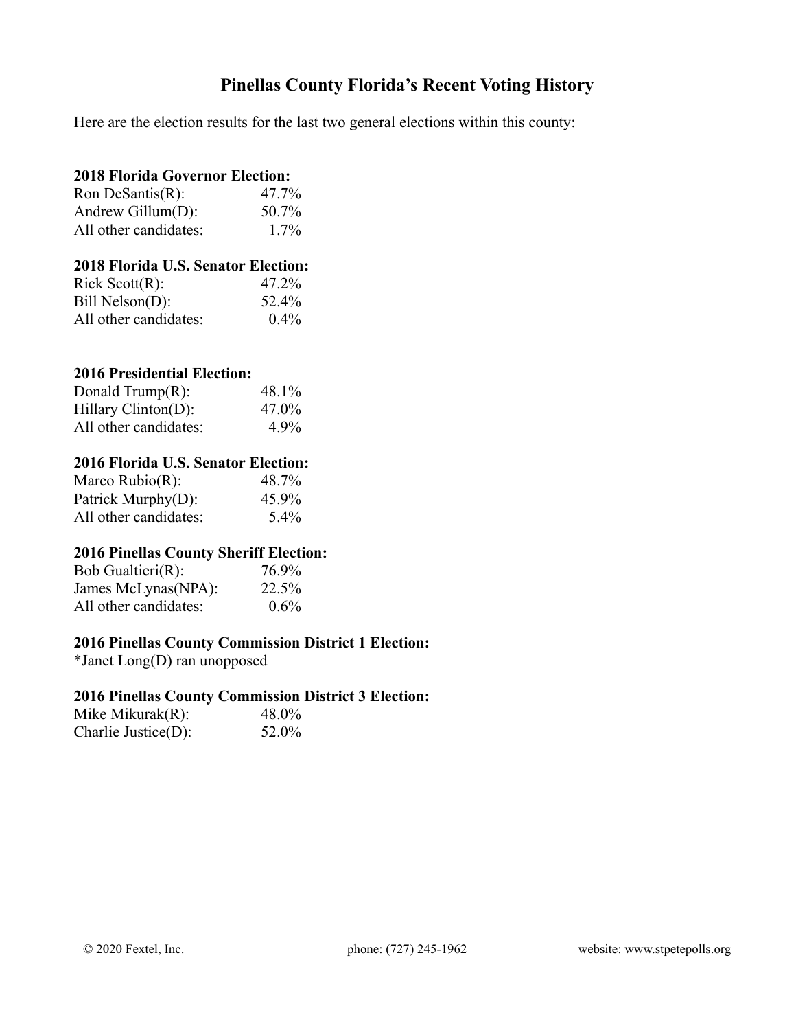# Pinellas County Florida's Recent Voting History

Here are the election results for the last two general elections within this county:

**2018 Florida Governor Election:**

| | |
|---|---|
| Ron DeSantis(R): | 47.7% |
| Andrew Gillum(D): | 50.7% |
| All other candidates: | 1.7% |

**2018 Florida U.S. Senator Election:**

| | |
|---|---|
| Rick Scott(R): | 47.2% |
| Bill Nelson(D): | 52.4% |
| All other candidates: | 0.4% |

**2016 Presidential Election:**

| | |
|---|---|
| Donald Trump(R): | 48.1% |
| Hillary Clinton(D): | 47.0% |
| All other candidates: | 4.9% |

**2016 Florida U.S. Senator Election:**

| | |
|---|---|
| Marco Rubio(R): | 48.7% |
| Patrick Murphy(D): | 45.9% |
| All other candidates: | 5.4% |

**2016 Pinellas County Sheriff Election:**

| | |
|---|---|
| Bob Gualtieri(R): | 76.9% |
| James McLynas(NPA): | 22.5% |
| All other candidates: | 0.6% |

**2016 Pinellas County Commission District 1 Election:**

*Janet Long(D) ran unopposed

**2016 Pinellas County Commission District 3 Election:**

| | |
|---|---|
| Mike Mikurak(R): | 48.0% |
| Charlie Justice(D): | 52.0% |

© 2020 Fextel, Inc. phone: (727) 245-1962 website: www.stpetepolls.org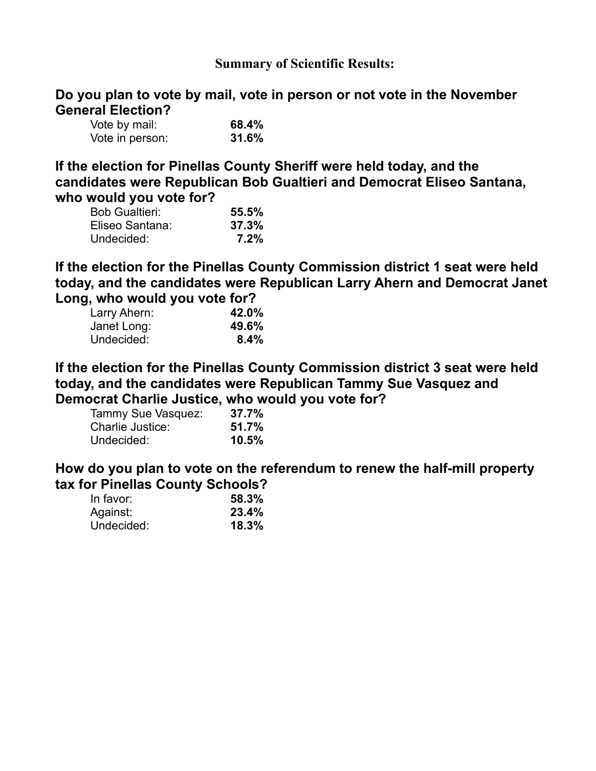## Summary of Scientific Results:

**Do you plan to vote by mail, vote in person or not vote in the November General Election?**

| | |
|---|---|
| Vote by mail: | **68.4%** |
| Vote in person: | **31.6%** |

**If the election for Pinellas County Sheriff were held today, and the candidates were Republican Bob Gualtieri and Democrat Eliseo Santana, who would you vote for?**

| | |
|---|---|
| Bob Gualtieri: | **55.5%** |
| Eliseo Santana: | **37.3%** |
| Undecided: | **7.2%** |

**If the election for the Pinellas County Commission district 1 seat were held today, and the candidates were Republican Larry Ahern and Democrat Janet Long, who would you vote for?**

| | |
|---|---|
| Larry Ahern: | **42.0%** |
| Janet Long: | **49.6%** |
| Undecided: | **8.4%** |

**If the election for the Pinellas County Commission district 3 seat were held today, and the candidates were Republican Tammy Sue Vasquez and Democrat Charlie Justice, who would you vote for?**

| | |
|---|---|
| Tammy Sue Vasquez: | **37.7%** |
| Charlie Justice: | **51.7%** |
| Undecided: | **10.5%** |

**How do you plan to vote on the referendum to renew the half-mill property tax for Pinellas County Schools?**

| | |
|---|---|
| In favor: | **58.3%** |
| Against: | **23.4%** |
| Undecided: | **18.3%** |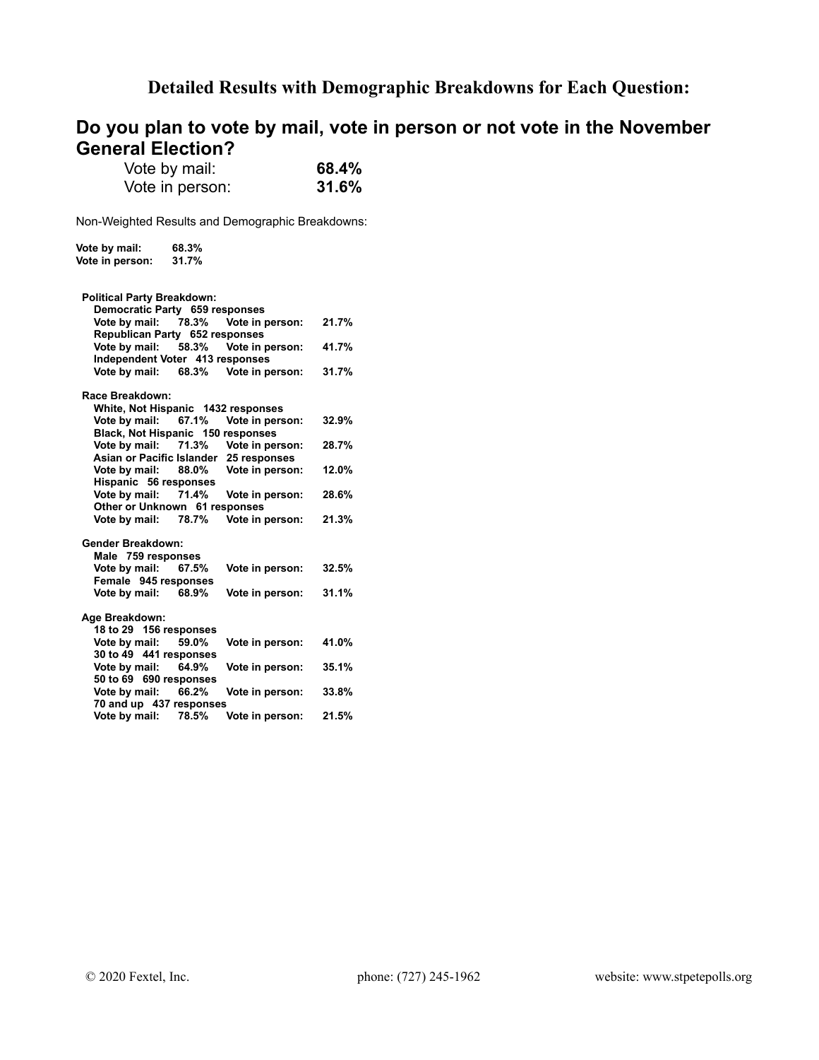## Detailed Results with Demographic Breakdowns for Each Question:

### Do you plan to vote by mail, vote in person or not vote in the November General Election?

| | |
|---|---|
| Vote by mail: | **68.4%** |
| Vote in person: | **31.6%** |

Non-Weighted Results and Demographic Breakdowns:

**Vote by mail: 68.3%**
**Vote in person: 31.7%**

**Political Party Breakdown:**

**Democratic Party 659 responses**
**Vote by mail: 78.3% Vote in person: 21.7%**
**Republican Party 652 responses**
**Vote by mail: 58.3% Vote in person: 41.7%**
**Independent Voter 413 responses**
**Vote by mail: 68.3% Vote in person: 31.7%**

**Race Breakdown:**

**White, Not Hispanic 1432 responses**
**Vote by mail: 67.1% Vote in person: 32.9%**
**Black, Not Hispanic 150 responses**
**Vote by mail: 71.3% Vote in person: 28.7%**
**Asian or Pacific Islander 25 responses**
**Vote by mail: 88.0% Vote in person: 12.0%**
**Hispanic 56 responses**
**Vote by mail: 71.4% Vote in person: 28.6%**
**Other or Unknown 61 responses**
**Vote by mail: 78.7% Vote in person: 21.3%**

**Gender Breakdown:**

**Male 759 responses**
**Vote by mail: 67.5% Vote in person: 32.5%**
**Female 945 responses**
**Vote by mail: 68.9% Vote in person: 31.1%**

**Age Breakdown:**

**18 to 29 156 responses**
**Vote by mail: 59.0% Vote in person: 41.0%**
**30 to 49 441 responses**
**Vote by mail: 64.9% Vote in person: 35.1%**
**50 to 69 690 responses**
**Vote by mail: 66.2% Vote in person: 33.8%**
**70 and up 437 responses**
**Vote by mail: 78.5% Vote in person: 21.5%**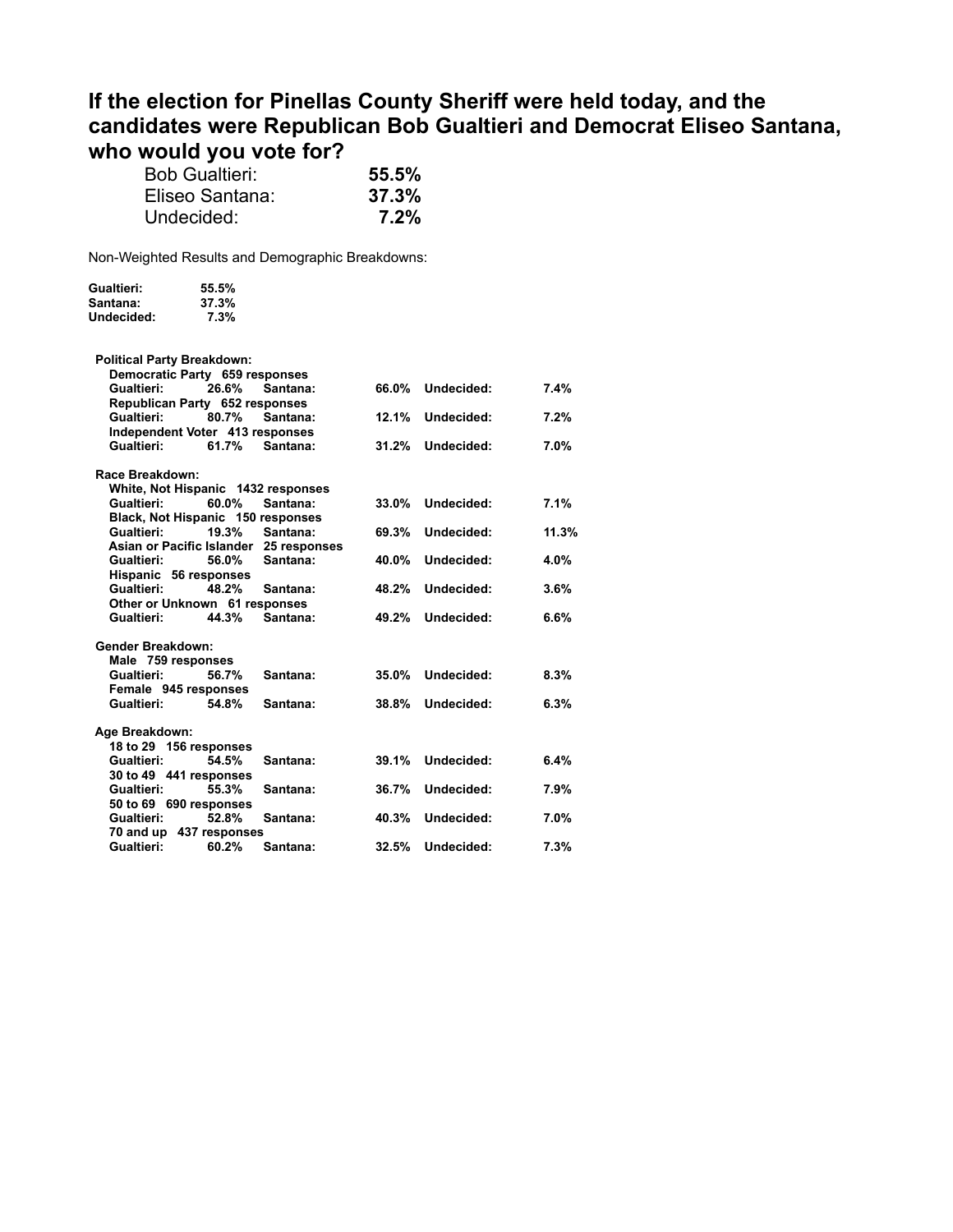## If the election for Pinellas County Sheriff were held today, and the candidates were Republican Bob Gualtieri and Democrat Eliseo Santana, who would you vote for?

| | |
|---|---|
| Bob Gualtieri: | **55.5%** |
| Eliseo Santana: | **37.3%** |
| Undecided: | **7.2%** |

Non-Weighted Results and Demographic Breakdowns:

| | |
|---|---|
| **Gualtieri:** | **55.5%** |
| **Santana:** | **37.3%** |
| **Undecided:** | **7.3%** |

**Political Party Breakdown:**

**Democratic Party 659 responses**

| Gualtieri: | 26.6% | Santana: | 66.0% | Undecided: | 7.4% |
|---|---|---|---|---|---|

**Republican Party 652 responses**

| Gualtieri: | 80.7% | Santana: | 12.1% | Undecided: | 7.2% |
|---|---|---|---|---|---|

**Independent Voter 413 responses**

| Gualtieri: | 61.7% | Santana: | 31.2% | Undecided: | 7.0% |
|---|---|---|---|---|---|

**Race Breakdown:**

**White, Not Hispanic 1432 responses**

| Gualtieri: | 60.0% | Santana: | 33.0% | Undecided: | 7.1% |
|---|---|---|---|---|---|

**Black, Not Hispanic 150 responses**

| Gualtieri: | 19.3% | Santana: | 69.3% | Undecided: | 11.3% |
|---|---|---|---|---|---|

**Asian or Pacific Islander 25 responses**

| Gualtieri: | 56.0% | Santana: | 40.0% | Undecided: | 4.0% |
|---|---|---|---|---|---|

**Hispanic 56 responses**

| Gualtieri: | 48.2% | Santana: | 48.2% | Undecided: | 3.6% |
|---|---|---|---|---|---|

**Other or Unknown 61 responses**

| Gualtieri: | 44.3% | Santana: | 49.2% | Undecided: | 6.6% |
|---|---|---|---|---|---|

**Gender Breakdown:**

**Male 759 responses**

| Gualtieri: | 56.7% | Santana: | 35.0% | Undecided: | 8.3% |
|---|---|---|---|---|---|

**Female 945 responses**

| Gualtieri: | 54.8% | Santana: | 38.8% | Undecided: | 6.3% |
|---|---|---|---|---|---|

**Age Breakdown:**

**18 to 29 156 responses**

| Gualtieri: | 54.5% | Santana: | 39.1% | Undecided: | 6.4% |
|---|---|---|---|---|---|

**30 to 49 441 responses**

| Gualtieri: | 55.3% | Santana: | 36.7% | Undecided: | 7.9% |
|---|---|---|---|---|---|

**50 to 69 690 responses**

| Gualtieri: | 52.8% | Santana: | 40.3% | Undecided: | 7.0% |
|---|---|---|---|---|---|

**70 and up 437 responses**

| Gualtieri: | 60.2% | Santana: | 32.5% | Undecided: | 7.3% |
|---|---|---|---|---|---|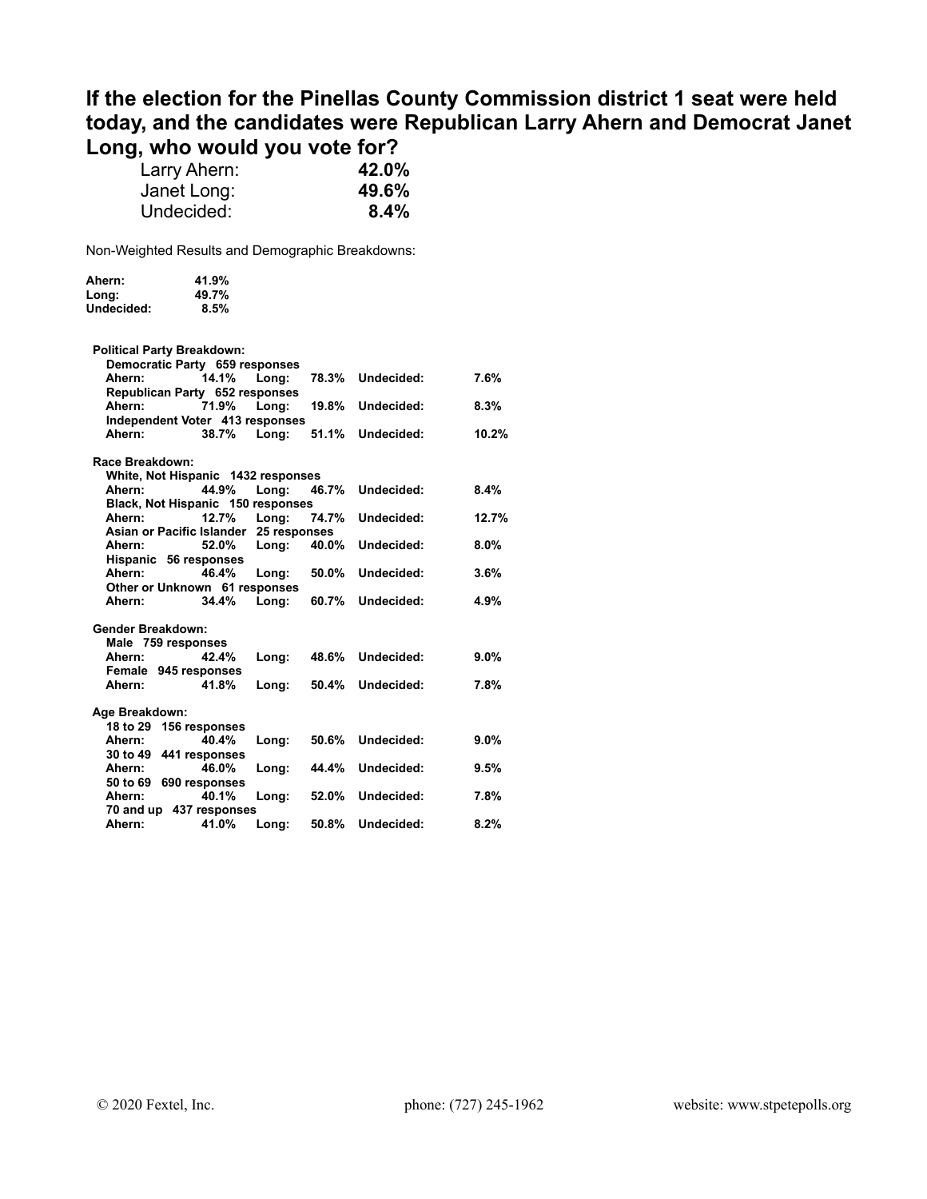## If the election for the Pinellas County Commission district 1 seat were held today, and the candidates were Republican Larry Ahern and Democrat Janet Long, who would you vote for?

| | |
|---|---|
| Larry Ahern: | **42.0%** |
| Janet Long: | **49.6%** |
| Undecided: | **8.4%** |

Non-Weighted Results and Demographic Breakdowns:

| | |
|---|---|
| **Ahern:** | **41.9%** |
| **Long:** | **49.7%** |
| **Undecided:** | **8.5%** |

**Political Party Breakdown:**

**Democratic Party 659 responses**

| | | | | | |
|---|---|---|---|---|---|
| **Ahern:** | **14.1%** | **Long:** | **78.3%** | **Undecided:** | **7.6%** |

**Republican Party 652 responses**

| | | | | | |
|---|---|---|---|---|---|
| **Ahern:** | **71.9%** | **Long:** | **19.8%** | **Undecided:** | **8.3%** |

**Independent Voter 413 responses**

| | | | | | |
|---|---|---|---|---|---|
| **Ahern:** | **38.7%** | **Long:** | **51.1%** | **Undecided:** | **10.2%** |

**Race Breakdown:**

**White, Not Hispanic 1432 responses**

| | | | | | |
|---|---|---|---|---|---|
| **Ahern:** | **44.9%** | **Long:** | **46.7%** | **Undecided:** | **8.4%** |

**Black, Not Hispanic 150 responses**

| | | | | | |
|---|---|---|---|---|---|
| **Ahern:** | **12.7%** | **Long:** | **74.7%** | **Undecided:** | **12.7%** |

**Asian or Pacific Islander 25 responses**

| | | | | | |
|---|---|---|---|---|---|
| **Ahern:** | **52.0%** | **Long:** | **40.0%** | **Undecided:** | **8.0%** |

**Hispanic 56 responses**

| | | | | | |
|---|---|---|---|---|---|
| **Ahern:** | **46.4%** | **Long:** | **50.0%** | **Undecided:** | **3.6%** |

**Other or Unknown 61 responses**

| | | | | | |
|---|---|---|---|---|---|
| **Ahern:** | **34.4%** | **Long:** | **60.7%** | **Undecided:** | **4.9%** |

**Gender Breakdown:**

**Male 759 responses**

| | | | | | |
|---|---|---|---|---|---|
| **Ahern:** | **42.4%** | **Long:** | **48.6%** | **Undecided:** | **9.0%** |

**Female 945 responses**

| | | | | | |
|---|---|---|---|---|---|
| **Ahern:** | **41.8%** | **Long:** | **50.4%** | **Undecided:** | **7.8%** |

**Age Breakdown:**

**18 to 29 156 responses**

| | | | | | |
|---|---|---|---|---|---|
| **Ahern:** | **40.4%** | **Long:** | **50.6%** | **Undecided:** | **9.0%** |

**30 to 49 441 responses**

| | | | | | |
|---|---|---|---|---|---|
| **Ahern:** | **46.0%** | **Long:** | **44.4%** | **Undecided:** | **9.5%** |

**50 to 69 690 responses**

| | | | | | |
|---|---|---|---|---|---|
| **Ahern:** | **40.1%** | **Long:** | **52.0%** | **Undecided:** | **7.8%** |

**70 and up 437 responses**

| | | | | | |
|---|---|---|---|---|---|
| **Ahern:** | **41.0%** | **Long:** | **50.8%** | **Undecided:** | **8.2%** |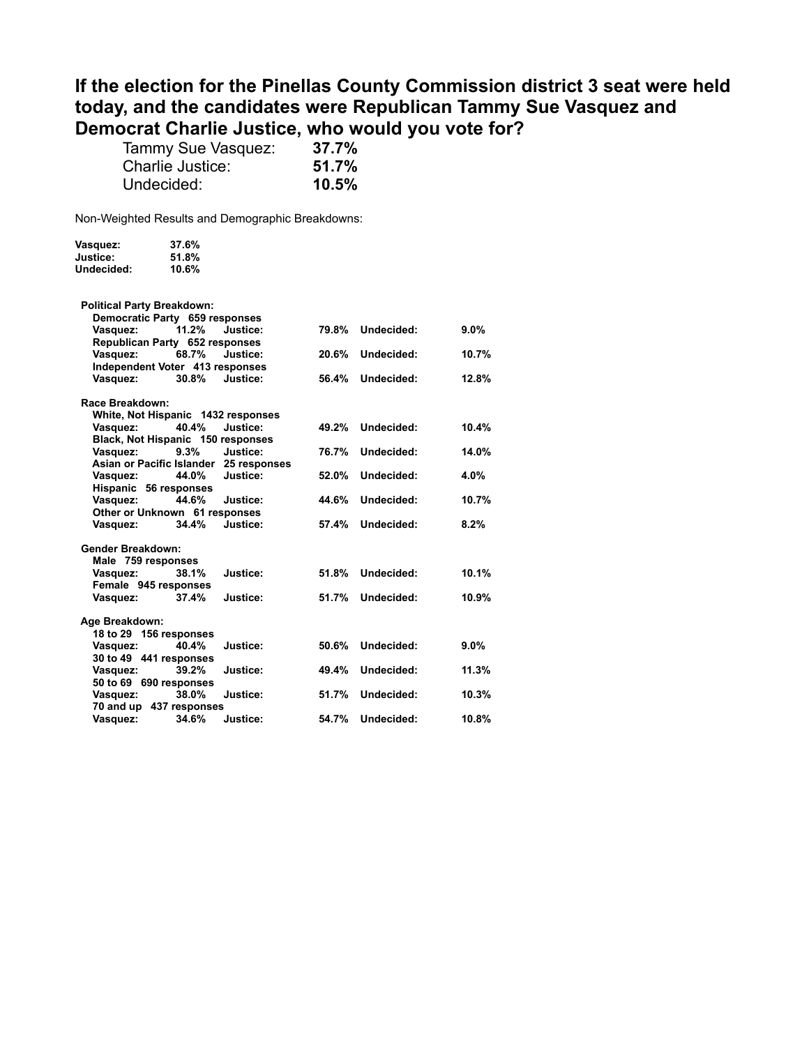## If the election for the Pinellas County Commission district 3 seat were held today, and the candidates were Republican Tammy Sue Vasquez and Democrat Charlie Justice, who would you vote for?

| | |
|---|---|
| Tammy Sue Vasquez: | **37.7%** |
| Charlie Justice: | **51.7%** |
| Undecided: | **10.5%** |

Non-Weighted Results and Demographic Breakdowns:

| | |
|---|---|
| **Vasquez:** | **37.6%** |
| **Justice:** | **51.8%** |
| **Undecided:** | **10.6%** |

**Political Party Breakdown:**

**Democratic Party 659 responses**
**Vasquez:** 11.2% **Justice:** 79.8% **Undecided:** 9.0%

**Republican Party 652 responses**
**Vasquez:** 68.7% **Justice:** 20.6% **Undecided:** 10.7%

**Independent Voter 413 responses**
**Vasquez:** 30.8% **Justice:** 56.4% **Undecided:** 12.8%

**Race Breakdown:**

**White, Not Hispanic 1432 responses**
**Vasquez:** 40.4% **Justice:** 49.2% **Undecided:** 10.4%

**Black, Not Hispanic 150 responses**
**Vasquez:** 9.3% **Justice:** 76.7% **Undecided:** 14.0%

**Asian or Pacific Islander 25 responses**
**Vasquez:** 44.0% **Justice:** 52.0% **Undecided:** 4.0%

**Hispanic 56 responses**
**Vasquez:** 44.6% **Justice:** 44.6% **Undecided:** 10.7%

**Other or Unknown 61 responses**
**Vasquez:** 34.4% **Justice:** 57.4% **Undecided:** 8.2%

**Gender Breakdown:**

**Male 759 responses**
**Vasquez:** 38.1% **Justice:** 51.8% **Undecided:** 10.1%

**Female 945 responses**
**Vasquez:** 37.4% **Justice:** 51.7% **Undecided:** 10.9%

**Age Breakdown:**

**18 to 29 156 responses**
**Vasquez:** 40.4% **Justice:** 50.6% **Undecided:** 9.0%

**30 to 49 441 responses**
**Vasquez:** 39.2% **Justice:** 49.4% **Undecided:** 11.3%

**50 to 69 690 responses**
**Vasquez:** 38.0% **Justice:** 51.7% **Undecided:** 10.3%

**70 and up 437 responses**
**Vasquez:** 34.6% **Justice:** 54.7% **Undecided:** 10.8%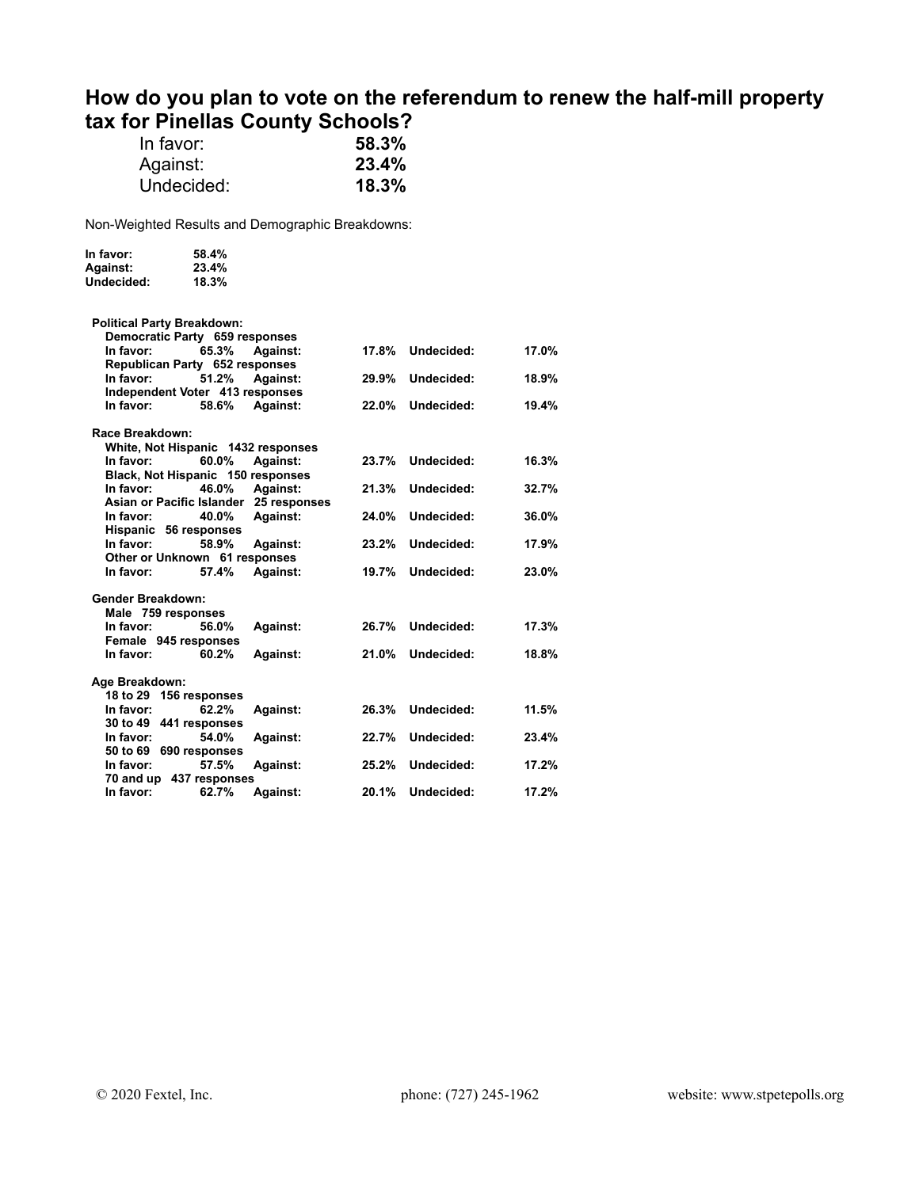## How do you plan to vote on the referendum to renew the half-mill property tax for Pinellas County Schools?

| | |
|---|---|
| In favor: | **58.3%** |
| Against: | **23.4%** |
| Undecided: | **18.3%** |

Non-Weighted Results and Demographic Breakdowns:

| | |
|---|---|
| **In favor:** | **58.4%** |
| **Against:** | **23.4%** |
| **Undecided:** | **18.3%** |

**Political Party Breakdown:**

**Democratic Party 659 responses**

| | | | | | |
|---|---|---|---|---|---|
| **In favor:** | **65.3%** | **Against:** | **17.8%** | **Undecided:** | **17.0%** |

**Republican Party 652 responses**

| | | | | | |
|---|---|---|---|---|---|
| **In favor:** | **51.2%** | **Against:** | **29.9%** | **Undecided:** | **18.9%** |

**Independent Voter 413 responses**

| | | | | | |
|---|---|---|---|---|---|
| **In favor:** | **58.6%** | **Against:** | **22.0%** | **Undecided:** | **19.4%** |

**Race Breakdown:**

**White, Not Hispanic 1432 responses**

| | | | | | |
|---|---|---|---|---|---|
| **In favor:** | **60.0%** | **Against:** | **23.7%** | **Undecided:** | **16.3%** |

**Black, Not Hispanic 150 responses**

| | | | | | |
|---|---|---|---|---|---|
| **In favor:** | **46.0%** | **Against:** | **21.3%** | **Undecided:** | **32.7%** |

**Asian or Pacific Islander 25 responses**

| | | | | | |
|---|---|---|---|---|---|
| **In favor:** | **40.0%** | **Against:** | **24.0%** | **Undecided:** | **36.0%** |

**Hispanic 56 responses**

| | | | | | |
|---|---|---|---|---|---|
| **In favor:** | **58.9%** | **Against:** | **23.2%** | **Undecided:** | **17.9%** |

**Other or Unknown 61 responses**

| | | | | | |
|---|---|---|---|---|---|
| **In favor:** | **57.4%** | **Against:** | **19.7%** | **Undecided:** | **23.0%** |

**Gender Breakdown:**

**Male 759 responses**

| | | | | | |
|---|---|---|---|---|---|
| **In favor:** | **56.0%** | **Against:** | **26.7%** | **Undecided:** | **17.3%** |

**Female 945 responses**

| | | | | | |
|---|---|---|---|---|---|
| **In favor:** | **60.2%** | **Against:** | **21.0%** | **Undecided:** | **18.8%** |

**Age Breakdown:**

**18 to 29 156 responses**

| | | | | | |
|---|---|---|---|---|---|
| **In favor:** | **62.2%** | **Against:** | **26.3%** | **Undecided:** | **11.5%** |

**30 to 49 441 responses**

| | | | | | |
|---|---|---|---|---|---|
| **In favor:** | **54.0%** | **Against:** | **22.7%** | **Undecided:** | **23.4%** |

**50 to 69 690 responses**

| | | | | | |
|---|---|---|---|---|---|
| **In favor:** | **57.5%** | **Against:** | **25.2%** | **Undecided:** | **17.2%** |

**70 and up 437 responses**

| | | | | | |
|---|---|---|---|---|---|
| **In favor:** | **62.7%** | **Against:** | **20.1%** | **Undecided:** | **17.2%** |

© 2020 Fextel, Inc. phone: (727) 245-1962 website: www.stpetepolls.org